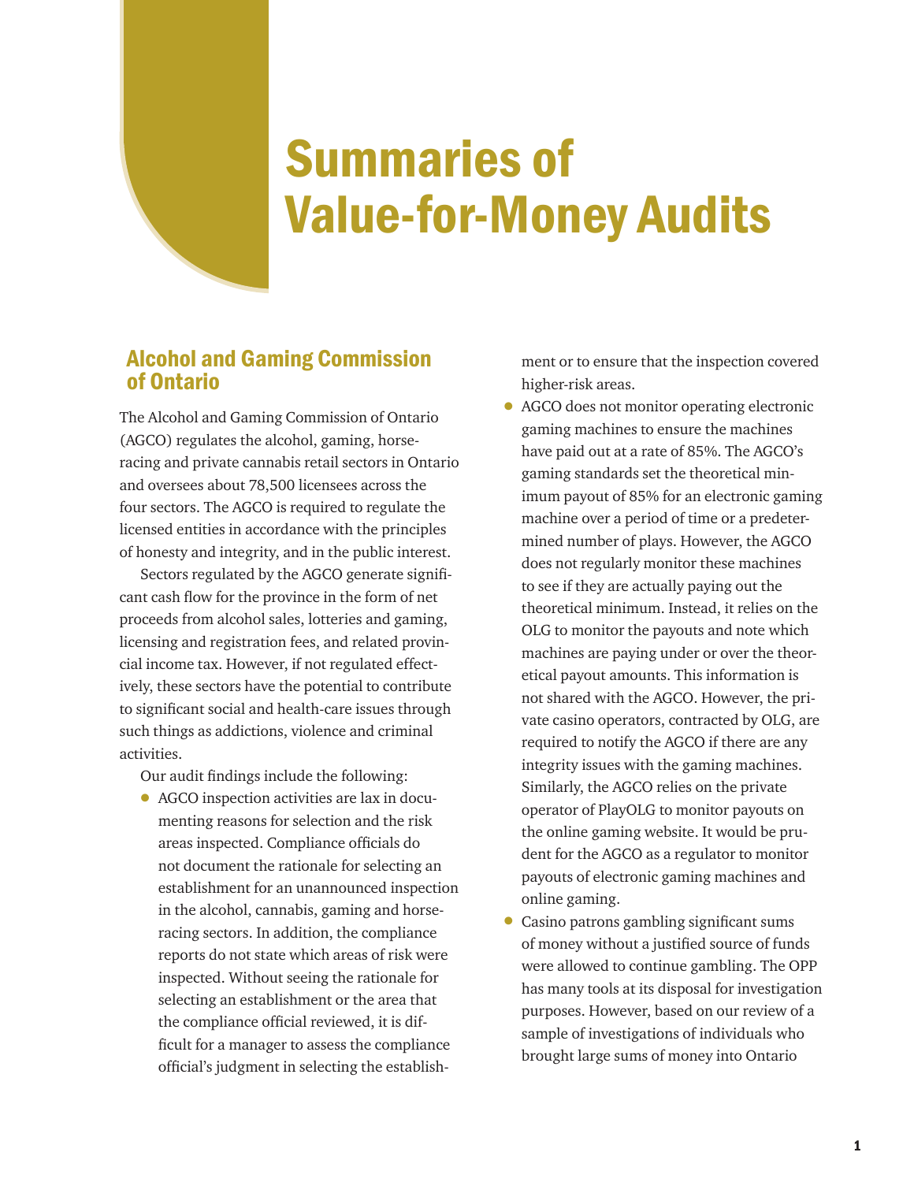# Summaries of Value-for-Money Audits

## Alcohol and Gaming Commission of Ontario

The Alcohol and Gaming Commission of Ontario (AGCO) regulates the alcohol, gaming, horse-racing and private cannabis retail sectors in Ontario and oversees about 78,500 licensees across the four sectors. The AGCO is required to regulate the licensed entities in accordance with the principles of honesty and integrity, and in the public interest.

Sectors regulated by the AGCO generate significant cash flow for the province in the form of net proceeds from alcohol sales, lotteries and gaming, licensing and registration fees, and related provincial income tax. However, if not regulated effectively, these sectors have the potential to contribute to significant social and health-care issues through such things as addictions, violence and criminal activities.

Our audit findings include the following:

- AGCO inspection activities are lax in documenting reasons for selection and the risk areas inspected. Compliance officials do not document the rationale for selecting an establishment for an unannounced inspection in the alcohol, cannabis, gaming and horse-racing sectors. In addition, the compliance reports do not state which areas of risk were inspected. Without seeing the rationale for selecting an establishment or the area that the compliance official reviewed, it is difficult for a manager to assess the compliance official's judgment in selecting the establishment or to ensure that the inspection covered higher-risk areas.
- AGCO does not monitor operating electronic gaming machines to ensure the machines have paid out at a rate of 85%. The AGCO's gaming standards set the theoretical minimum payout of 85% for an electronic gaming machine over a period of time or a predetermined number of plays. However, the AGCO does not regularly monitor these machines to see if they are actually paying out the theoretical minimum. Instead, it relies on the OLG to monitor the payouts and note which machines are paying under or over the theoretical payout amounts. This information is not shared with the AGCO. However, the private casino operators, contracted by OLG, are required to notify the AGCO if there are any integrity issues with the gaming machines. Similarly, the AGCO relies on the private operator of PlayOLG to monitor payouts on the online gaming website. It would be prudent for the AGCO as a regulator to monitor payouts of electronic gaming machines and online gaming.
- Casino patrons gambling significant sums of money without a justified source of funds were allowed to continue gambling. The OPP has many tools at its disposal for investigation purposes. However, based on our review of a sample of investigations of individuals who brought large sums of money into Ontario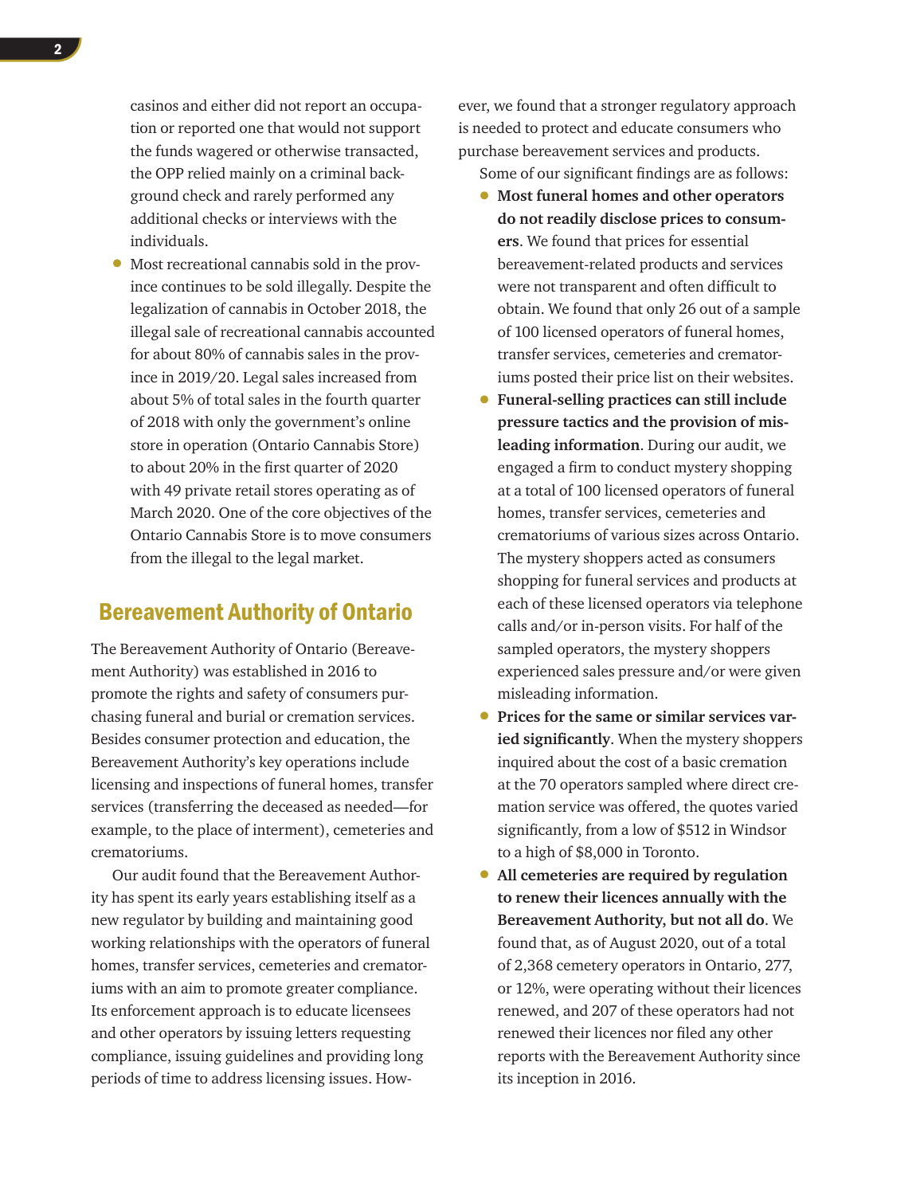casinos and either did not report an occupation or reported one that would not support the funds wagered or otherwise transacted, the OPP relied mainly on a criminal background check and rarely performed any additional checks or interviews with the individuals.

- Most recreational cannabis sold in the province continues to be sold illegally. Despite the legalization of cannabis in October 2018, the illegal sale of recreational cannabis accounted for about 80% of cannabis sales in the province in 2019/20. Legal sales increased from about 5% of total sales in the fourth quarter of 2018 with only the government's online store in operation (Ontario Cannabis Store) to about 20% in the first quarter of 2020 with 49 private retail stores operating as of March 2020. One of the core objectives of the Ontario Cannabis Store is to move consumers from the illegal to the legal market.

## Bereavement Authority of Ontario

The Bereavement Authority of Ontario (Bereavement Authority) was established in 2016 to promote the rights and safety of consumers purchasing funeral and burial or cremation services. Besides consumer protection and education, the Bereavement Authority's key operations include licensing and inspections of funeral homes, transfer services (transferring the deceased as needed—for example, to the place of interment), cemeteries and crematoriums.

Our audit found that the Bereavement Authority has spent its early years establishing itself as a new regulator by building and maintaining good working relationships with the operators of funeral homes, transfer services, cemeteries and crematoriums with an aim to promote greater compliance. Its enforcement approach is to educate licensees and other operators by issuing letters requesting compliance, issuing guidelines and providing long periods of time to address licensing issues. However, we found that a stronger regulatory approach is needed to protect and educate consumers who purchase bereavement services and products.

Some of our significant findings are as follows:

- **Most funeral homes and other operators do not readily disclose prices to consumers**. We found that prices for essential bereavement-related products and services were not transparent and often difficult to obtain. We found that only 26 out of a sample of 100 licensed operators of funeral homes, transfer services, cemeteries and crematoriums posted their price list on their websites.
- **Funeral-selling practices can still include pressure tactics and the provision of misleading information**. During our audit, we engaged a firm to conduct mystery shopping at a total of 100 licensed operators of funeral homes, transfer services, cemeteries and crematoriums of various sizes across Ontario. The mystery shoppers acted as consumers shopping for funeral services and products at each of these licensed operators via telephone calls and/or in-person visits. For half of the sampled operators, the mystery shoppers experienced sales pressure and/or were given misleading information.
- **Prices for the same or similar services varied significantly**. When the mystery shoppers inquired about the cost of a basic cremation at the 70 operators sampled where direct cremation service was offered, the quotes varied significantly, from a low of $512 in Windsor to a high of $8,000 in Toronto.
- **All cemeteries are required by regulation to renew their licences annually with the Bereavement Authority, but not all do**. We found that, as of August 2020, out of a total of 2,368 cemetery operators in Ontario, 277, or 12%, were operating without their licences renewed, and 207 of these operators had not renewed their licences nor filed any other reports with the Bereavement Authority since its inception in 2016.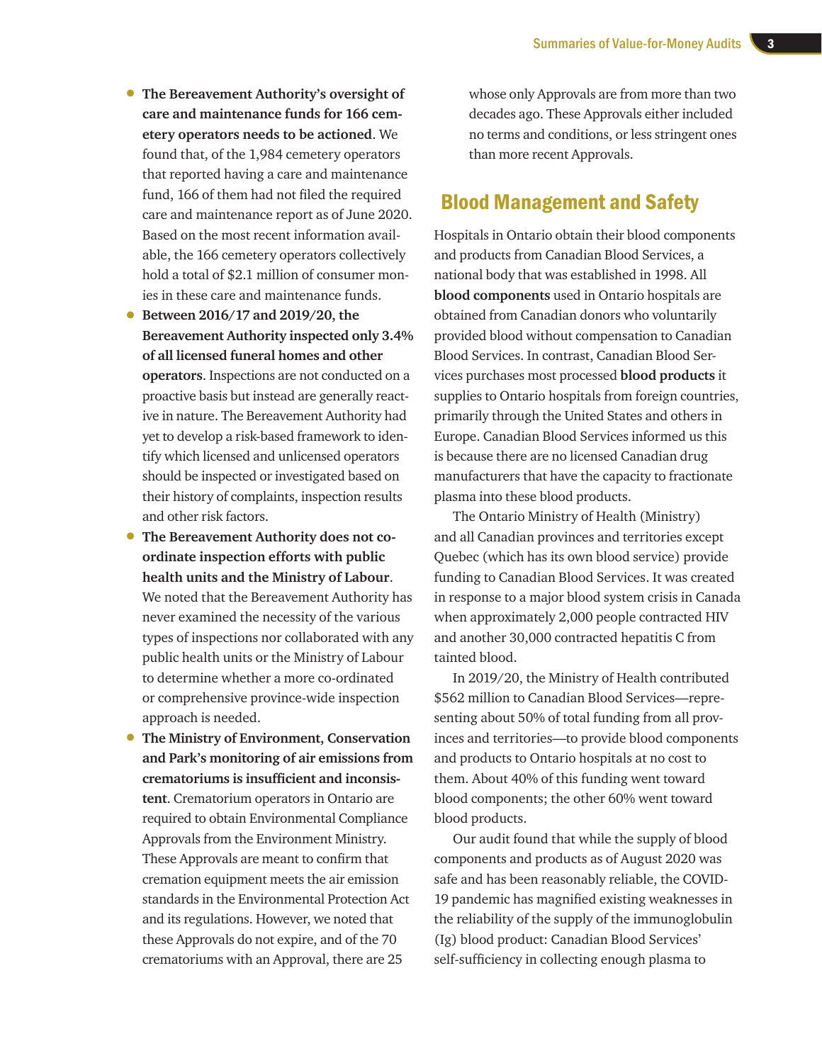- **The Bereavement Authority's oversight of care and maintenance funds for 166 cemetery operators needs to be actioned**. We found that, of the 1,984 cemetery operators that reported having a care and maintenance fund, 166 of them had not filed the required care and maintenance report as of June 2020. Based on the most recent information available, the 166 cemetery operators collectively hold a total of $2.1 million of consumer monies in these care and maintenance funds.
- **Between 2016/17 and 2019/20, the Bereavement Authority inspected only 3.4% of all licensed funeral homes and other operators**. Inspections are not conducted on a proactive basis but instead are generally reactive in nature. The Bereavement Authority had yet to develop a risk-based framework to identify which licensed and unlicensed operators should be inspected or investigated based on their history of complaints, inspection results and other risk factors.
- **The Bereavement Authority does not co-ordinate inspection efforts with public health units and the Ministry of Labour**. We noted that the Bereavement Authority has never examined the necessity of the various types of inspections nor collaborated with any public health units or the Ministry of Labour to determine whether a more co-ordinated or comprehensive province-wide inspection approach is needed.
- **The Ministry of Environment, Conservation and Park's monitoring of air emissions from crematoriums is insufficient and inconsistent**. Crematorium operators in Ontario are required to obtain Environmental Compliance Approvals from the Environment Ministry. These Approvals are meant to confirm that cremation equipment meets the air emission standards in the Environmental Protection Act and its regulations. However, we noted that these Approvals do not expire, and of the 70 crematoriums with an Approval, there are 25 whose only Approvals are from more than two decades ago. These Approvals either included no terms and conditions, or less stringent ones than more recent Approvals.

## Blood Management and Safety

Hospitals in Ontario obtain their blood components and products from Canadian Blood Services, a national body that was established in 1998. All **blood components** used in Ontario hospitals are obtained from Canadian donors who voluntarily provided blood without compensation to Canadian Blood Services. In contrast, Canadian Blood Services purchases most processed **blood products** it supplies to Ontario hospitals from foreign countries, primarily through the United States and others in Europe. Canadian Blood Services informed us this is because there are no licensed Canadian drug manufacturers that have the capacity to fractionate plasma into these blood products.

The Ontario Ministry of Health (Ministry) and all Canadian provinces and territories except Quebec (which has its own blood service) provide funding to Canadian Blood Services. It was created in response to a major blood system crisis in Canada when approximately 2,000 people contracted HIV and another 30,000 contracted hepatitis C from tainted blood.

In 2019/20, the Ministry of Health contributed $562 million to Canadian Blood Services—representing about 50% of total funding from all provinces and territories—to provide blood components and products to Ontario hospitals at no cost to them. About 40% of this funding went toward blood components; the other 60% went toward blood products.

Our audit found that while the supply of blood components and products as of August 2020 was safe and has been reasonably reliable, the COVID-19 pandemic has magnified existing weaknesses in the reliability of the supply of the immunoglobulin (Ig) blood product: Canadian Blood Services' self-sufficiency in collecting enough plasma to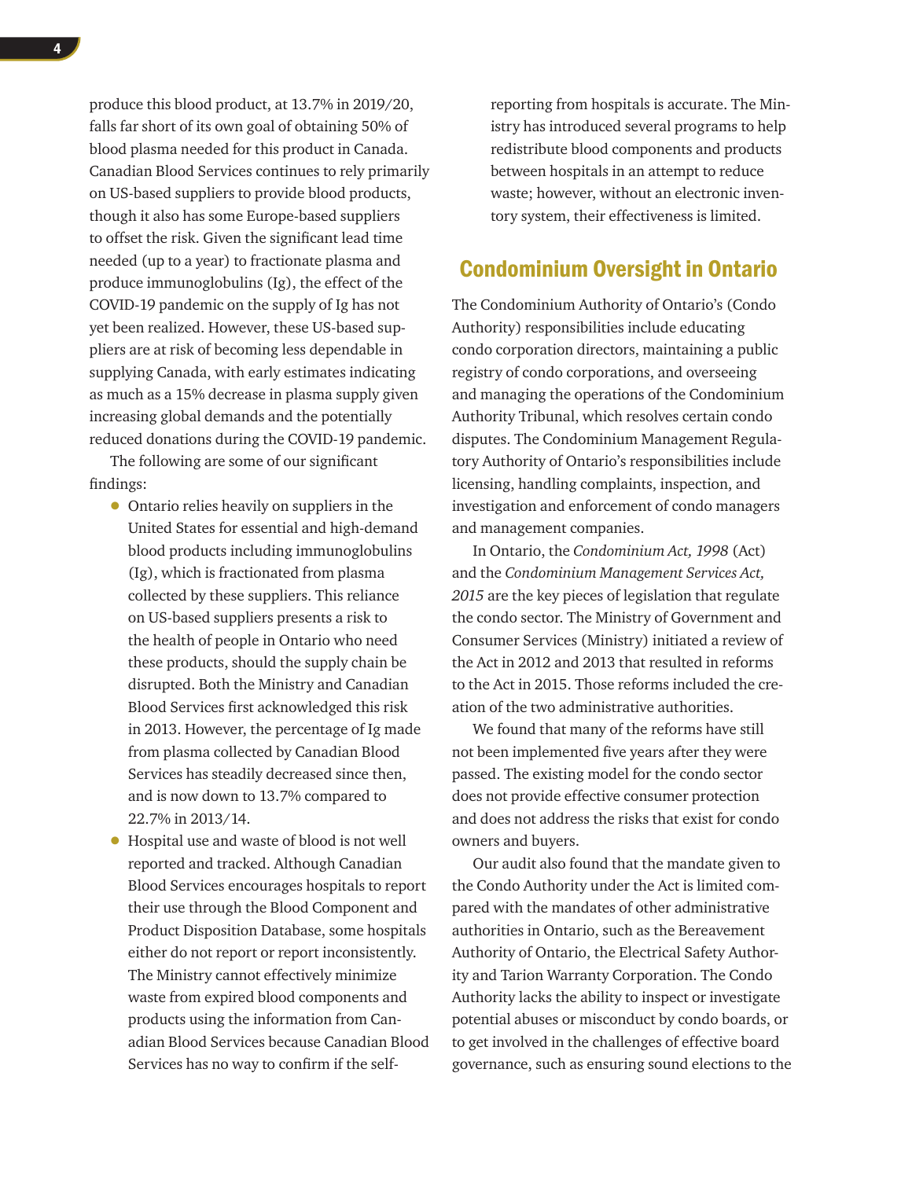produce this blood product, at 13.7% in 2019/20, falls far short of its own goal of obtaining 50% of blood plasma needed for this product in Canada. Canadian Blood Services continues to rely primarily on US-based suppliers to provide blood products, though it also has some Europe-based suppliers to offset the risk. Given the significant lead time needed (up to a year) to fractionate plasma and produce immunoglobulins (Ig), the effect of the COVID-19 pandemic on the supply of Ig has not yet been realized. However, these US-based suppliers are at risk of becoming less dependable in supplying Canada, with early estimates indicating as much as a 15% decrease in plasma supply given increasing global demands and the potentially reduced donations during the COVID-19 pandemic.

The following are some of our significant findings:

- Ontario relies heavily on suppliers in the United States for essential and high-demand blood products including immunoglobulins (Ig), which is fractionated from plasma collected by these suppliers. This reliance on US-based suppliers presents a risk to the health of people in Ontario who need these products, should the supply chain be disrupted. Both the Ministry and Canadian Blood Services first acknowledged this risk in 2013. However, the percentage of Ig made from plasma collected by Canadian Blood Services has steadily decreased since then, and is now down to 13.7% compared to 22.7% in 2013/14.
- Hospital use and waste of blood is not well reported and tracked. Although Canadian Blood Services encourages hospitals to report their use through the Blood Component and Product Disposition Database, some hospitals either do not report or report inconsistently. The Ministry cannot effectively minimize waste from expired blood components and products using the information from Canadian Blood Services because Canadian Blood Services has no way to confirm if the self-reporting from hospitals is accurate. The Ministry has introduced several programs to help redistribute blood components and products between hospitals in an attempt to reduce waste; however, without an electronic inventory system, their effectiveness is limited.

## Condominium Oversight in Ontario

The Condominium Authority of Ontario's (Condo Authority) responsibilities include educating condo corporation directors, maintaining a public registry of condo corporations, and overseeing and managing the operations of the Condominium Authority Tribunal, which resolves certain condo disputes. The Condominium Management Regulatory Authority of Ontario's responsibilities include licensing, handling complaints, inspection, and investigation and enforcement of condo managers and management companies.

In Ontario, the *Condominium Act, 1998* (Act) and the *Condominium Management Services Act, 2015* are the key pieces of legislation that regulate the condo sector. The Ministry of Government and Consumer Services (Ministry) initiated a review of the Act in 2012 and 2013 that resulted in reforms to the Act in 2015. Those reforms included the creation of the two administrative authorities.

We found that many of the reforms have still not been implemented five years after they were passed. The existing model for the condo sector does not provide effective consumer protection and does not address the risks that exist for condo owners and buyers.

Our audit also found that the mandate given to the Condo Authority under the Act is limited compared with the mandates of other administrative authorities in Ontario, such as the Bereavement Authority of Ontario, the Electrical Safety Authority and Tarion Warranty Corporation. The Condo Authority lacks the ability to inspect or investigate potential abuses or misconduct by condo boards, or to get involved in the challenges of effective board governance, such as ensuring sound elections to the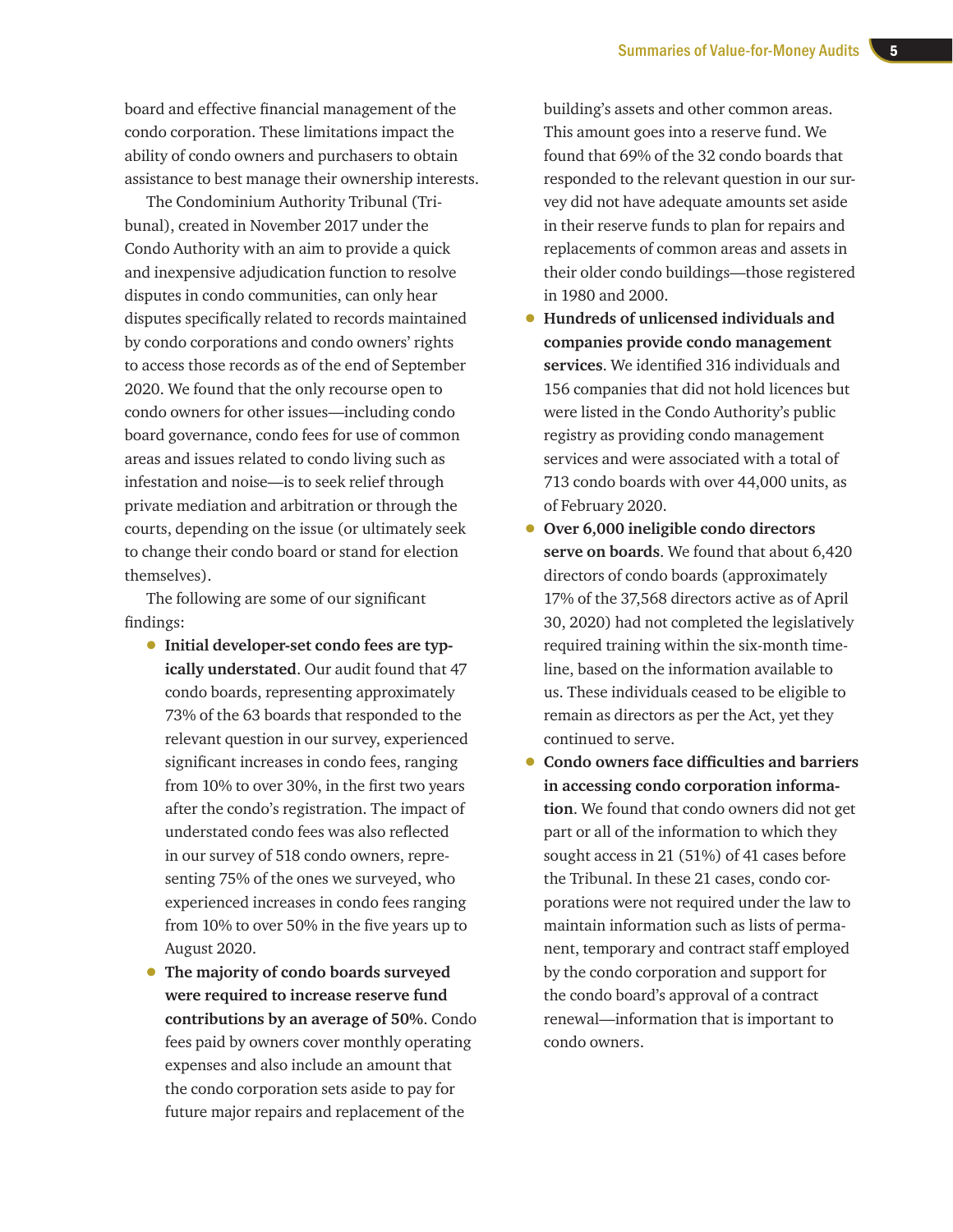board and effective financial management of the condo corporation. These limitations impact the ability of condo owners and purchasers to obtain assistance to best manage their ownership interests.

The Condominium Authority Tribunal (Tribunal), created in November 2017 under the Condo Authority with an aim to provide a quick and inexpensive adjudication function to resolve disputes in condo communities, can only hear disputes specifically related to records maintained by condo corporations and condo owners' rights to access those records as of the end of September 2020. We found that the only recourse open to condo owners for other issues—including condo board governance, condo fees for use of common areas and issues related to condo living such as infestation and noise—is to seek relief through private mediation and arbitration or through the courts, depending on the issue (or ultimately seek to change their condo board or stand for election themselves).

The following are some of our significant findings:

- **Initial developer-set condo fees are typically understated**. Our audit found that 47 condo boards, representing approximately 73% of the 63 boards that responded to the relevant question in our survey, experienced significant increases in condo fees, ranging from 10% to over 30%, in the first two years after the condo's registration. The impact of understated condo fees was also reflected in our survey of 518 condo owners, representing 75% of the ones we surveyed, who experienced increases in condo fees ranging from 10% to over 50% in the five years up to August 2020.
- **The majority of condo boards surveyed were required to increase reserve fund contributions by an average of 50%**. Condo fees paid by owners cover monthly operating expenses and also include an amount that the condo corporation sets aside to pay for future major repairs and replacement of the building's assets and other common areas. This amount goes into a reserve fund. We found that 69% of the 32 condo boards that responded to the relevant question in our survey did not have adequate amounts set aside in their reserve funds to plan for repairs and replacements of common areas and assets in their older condo buildings—those registered in 1980 and 2000.
- **Hundreds of unlicensed individuals and companies provide condo management services**. We identified 316 individuals and 156 companies that did not hold licences but were listed in the Condo Authority's public registry as providing condo management services and were associated with a total of 713 condo boards with over 44,000 units, as of February 2020.
- **Over 6,000 ineligible condo directors serve on boards**. We found that about 6,420 directors of condo boards (approximately 17% of the 37,568 directors active as of April 30, 2020) had not completed the legislatively required training within the six-month timeline, based on the information available to us. These individuals ceased to be eligible to remain as directors as per the Act, yet they continued to serve.
- **Condo owners face difficulties and barriers in accessing condo corporation information**. We found that condo owners did not get part or all of the information to which they sought access in 21 (51%) of 41 cases before the Tribunal. In these 21 cases, condo corporations were not required under the law to maintain information such as lists of permanent, temporary and contract staff employed by the condo corporation and support for the condo board's approval of a contract renewal—information that is important to condo owners.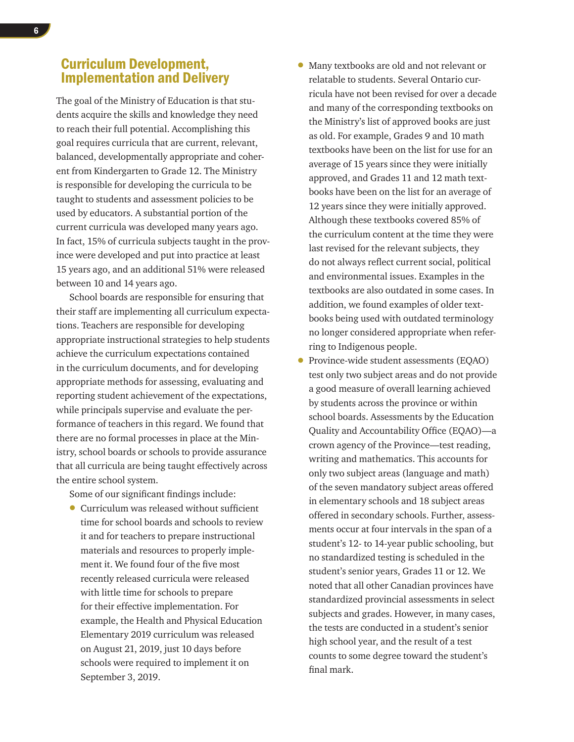## Curriculum Development, Implementation and Delivery

The goal of the Ministry of Education is that students acquire the skills and knowledge they need to reach their full potential. Accomplishing this goal requires curricula that are current, relevant, balanced, developmentally appropriate and coherent from Kindergarten to Grade 12. The Ministry is responsible for developing the curricula to be taught to students and assessment policies to be used by educators. A substantial portion of the current curricula was developed many years ago. In fact, 15% of curricula subjects taught in the province were developed and put into practice at least 15 years ago, and an additional 51% were released between 10 and 14 years ago.

School boards are responsible for ensuring that their staff are implementing all curriculum expectations. Teachers are responsible for developing appropriate instructional strategies to help students achieve the curriculum expectations contained in the curriculum documents, and for developing appropriate methods for assessing, evaluating and reporting student achievement of the expectations, while principals supervise and evaluate the performance of teachers in this regard. We found that there are no formal processes in place at the Ministry, school boards or schools to provide assurance that all curricula are being taught effectively across the entire school system.

Some of our significant findings include:

- Curriculum was released without sufficient time for school boards and schools to review it and for teachers to prepare instructional materials and resources to properly implement it. We found four of the five most recently released curricula were released with little time for schools to prepare for their effective implementation. For example, the Health and Physical Education Elementary 2019 curriculum was released on August 21, 2019, just 10 days before schools were required to implement it on September 3, 2019.
- Many textbooks are old and not relevant or relatable to students. Several Ontario curricula have not been revised for over a decade and many of the corresponding textbooks on the Ministry's list of approved books are just as old. For example, Grades 9 and 10 math textbooks have been on the list for use for an average of 15 years since they were initially approved, and Grades 11 and 12 math textbooks have been on the list for an average of 12 years since they were initially approved. Although these textbooks covered 85% of the curriculum content at the time they were last revised for the relevant subjects, they do not always reflect current social, political and environmental issues. Examples in the textbooks are also outdated in some cases. In addition, we found examples of older textbooks being used with outdated terminology no longer considered appropriate when referring to Indigenous people.
- Province-wide student assessments (EQAO) test only two subject areas and do not provide a good measure of overall learning achieved by students across the province or within school boards. Assessments by the Education Quality and Accountability Office (EQAO)—a crown agency of the Province—test reading, writing and mathematics. This accounts for only two subject areas (language and math) of the seven mandatory subject areas offered in elementary schools and 18 subject areas offered in secondary schools. Further, assessments occur at four intervals in the span of a student's 12- to 14-year public schooling, but no standardized testing is scheduled in the student's senior years, Grades 11 or 12. We noted that all other Canadian provinces have standardized provincial assessments in select subjects and grades. However, in many cases, the tests are conducted in a student's senior high school year, and the result of a test counts to some degree toward the student's final mark.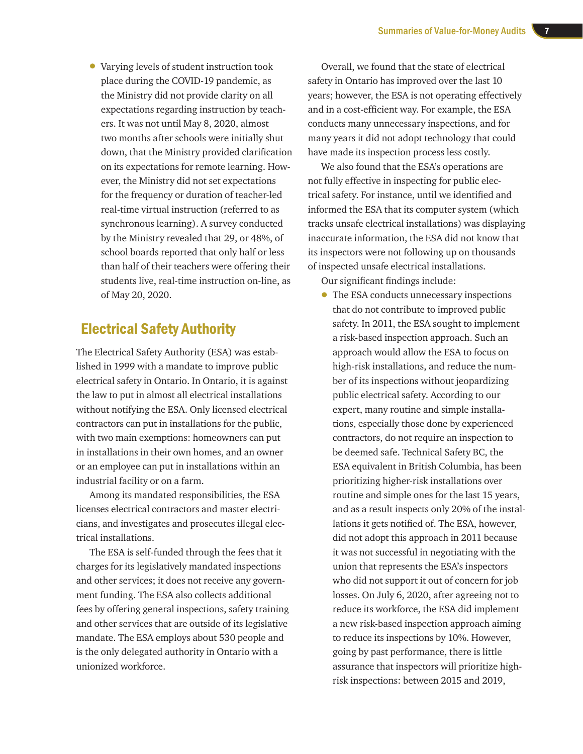- Varying levels of student instruction took place during the COVID-19 pandemic, as the Ministry did not provide clarity on all expectations regarding instruction by teachers. It was not until May 8, 2020, almost two months after schools were initially shut down, that the Ministry provided clarification on its expectations for remote learning. However, the Ministry did not set expectations for the frequency or duration of teacher-led real-time virtual instruction (referred to as synchronous learning). A survey conducted by the Ministry revealed that 29, or 48%, of school boards reported that only half or less than half of their teachers were offering their students live, real-time instruction on-line, as of May 20, 2020.

## Electrical Safety Authority

The Electrical Safety Authority (ESA) was established in 1999 with a mandate to improve public electrical safety in Ontario. In Ontario, it is against the law to put in almost all electrical installations without notifying the ESA. Only licensed electrical contractors can put in installations for the public, with two main exemptions: homeowners can put in installations in their own homes, and an owner or an employee can put in installations within an industrial facility or on a farm.

Among its mandated responsibilities, the ESA licenses electrical contractors and master electricians, and investigates and prosecutes illegal electrical installations.

The ESA is self-funded through the fees that it charges for its legislatively mandated inspections and other services; it does not receive any government funding. The ESA also collects additional fees by offering general inspections, safety training and other services that are outside of its legislative mandate. The ESA employs about 530 people and is the only delegated authority in Ontario with a unionized workforce.

Overall, we found that the state of electrical safety in Ontario has improved over the last 10 years; however, the ESA is not operating effectively and in a cost-efficient way. For example, the ESA conducts many unnecessary inspections, and for many years it did not adopt technology that could have made its inspection process less costly.

We also found that the ESA's operations are not fully effective in inspecting for public electrical safety. For instance, until we identified and informed the ESA that its computer system (which tracks unsafe electrical installations) was displaying inaccurate information, the ESA did not know that its inspectors were not following up on thousands of inspected unsafe electrical installations.

Our significant findings include:

- The ESA conducts unnecessary inspections that do not contribute to improved public safety. In 2011, the ESA sought to implement a risk-based inspection approach. Such an approach would allow the ESA to focus on high-risk installations, and reduce the number of its inspections without jeopardizing public electrical safety. According to our expert, many routine and simple installations, especially those done by experienced contractors, do not require an inspection to be deemed safe. Technical Safety BC, the ESA equivalent in British Columbia, has been prioritizing higher-risk installations over routine and simple ones for the last 15 years, and as a result inspects only 20% of the installations it gets notified of. The ESA, however, did not adopt this approach in 2011 because it was not successful in negotiating with the union that represents the ESA's inspectors who did not support it out of concern for job losses. On July 6, 2020, after agreeing not to reduce its workforce, the ESA did implement a new risk-based inspection approach aiming to reduce its inspections by 10%. However, going by past performance, there is little assurance that inspectors will prioritize high-risk inspections: between 2015 and 2019,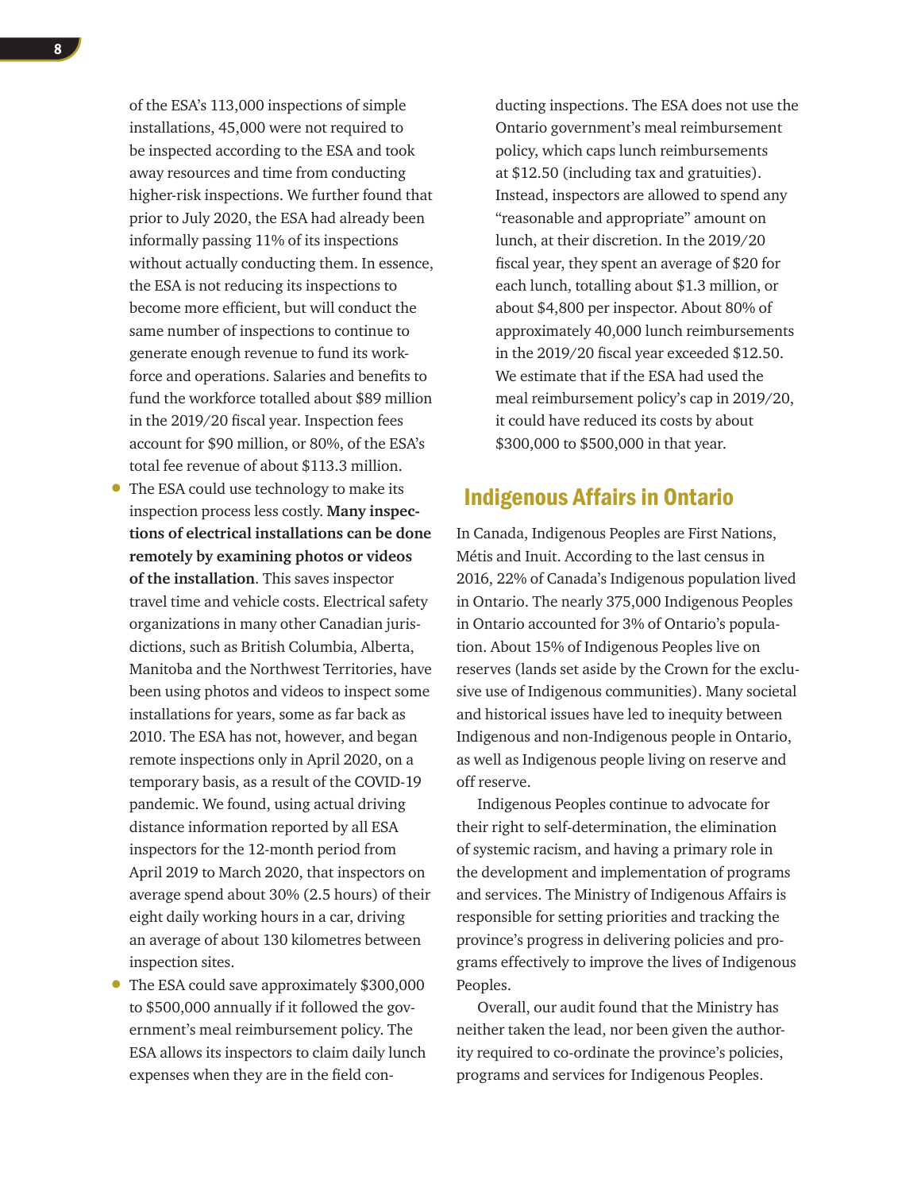of the ESA's 113,000 inspections of simple installations, 45,000 were not required to be inspected according to the ESA and took away resources and time from conducting higher-risk inspections. We further found that prior to July 2020, the ESA had already been informally passing 11% of its inspections without actually conducting them. In essence, the ESA is not reducing its inspections to become more efficient, but will conduct the same number of inspections to continue to generate enough revenue to fund its workforce and operations. Salaries and benefits to fund the workforce totalled about $89 million in the 2019/20 fiscal year. Inspection fees account for $90 million, or 80%, of the ESA's total fee revenue of about $113.3 million.

- The ESA could use technology to make its inspection process less costly. **Many inspections of electrical installations can be done remotely by examining photos or videos of the installation**. This saves inspector travel time and vehicle costs. Electrical safety organizations in many other Canadian jurisdictions, such as British Columbia, Alberta, Manitoba and the Northwest Territories, have been using photos and videos to inspect some installations for years, some as far back as 2010. The ESA has not, however, and began remote inspections only in April 2020, on a temporary basis, as a result of the COVID-19 pandemic. We found, using actual driving distance information reported by all ESA inspectors for the 12-month period from April 2019 to March 2020, that inspectors on average spend about 30% (2.5 hours) of their eight daily working hours in a car, driving an average of about 130 kilometres between inspection sites.
- The ESA could save approximately $300,000 to $500,000 annually if it followed the government's meal reimbursement policy. The ESA allows its inspectors to claim daily lunch expenses when they are in the field conducting inspections. The ESA does not use the Ontario government's meal reimbursement policy, which caps lunch reimbursements at $12.50 (including tax and gratuities). Instead, inspectors are allowed to spend any "reasonable and appropriate" amount on lunch, at their discretion. In the 2019/20 fiscal year, they spent an average of $20 for each lunch, totalling about $1.3 million, or about $4,800 per inspector. About 80% of approximately 40,000 lunch reimbursements in the 2019/20 fiscal year exceeded $12.50. We estimate that if the ESA had used the meal reimbursement policy's cap in 2019/20, it could have reduced its costs by about $300,000 to $500,000 in that year.

## Indigenous Affairs in Ontario

In Canada, Indigenous Peoples are First Nations, Métis and Inuit. According to the last census in 2016, 22% of Canada's Indigenous population lived in Ontario. The nearly 375,000 Indigenous Peoples in Ontario accounted for 3% of Ontario's population. About 15% of Indigenous Peoples live on reserves (lands set aside by the Crown for the exclusive use of Indigenous communities). Many societal and historical issues have led to inequity between Indigenous and non-Indigenous people in Ontario, as well as Indigenous people living on reserve and off reserve.

Indigenous Peoples continue to advocate for their right to self-determination, the elimination of systemic racism, and having a primary role in the development and implementation of programs and services. The Ministry of Indigenous Affairs is responsible for setting priorities and tracking the province's progress in delivering policies and programs effectively to improve the lives of Indigenous Peoples.

Overall, our audit found that the Ministry has neither taken the lead, nor been given the authority required to co-ordinate the province's policies, programs and services for Indigenous Peoples.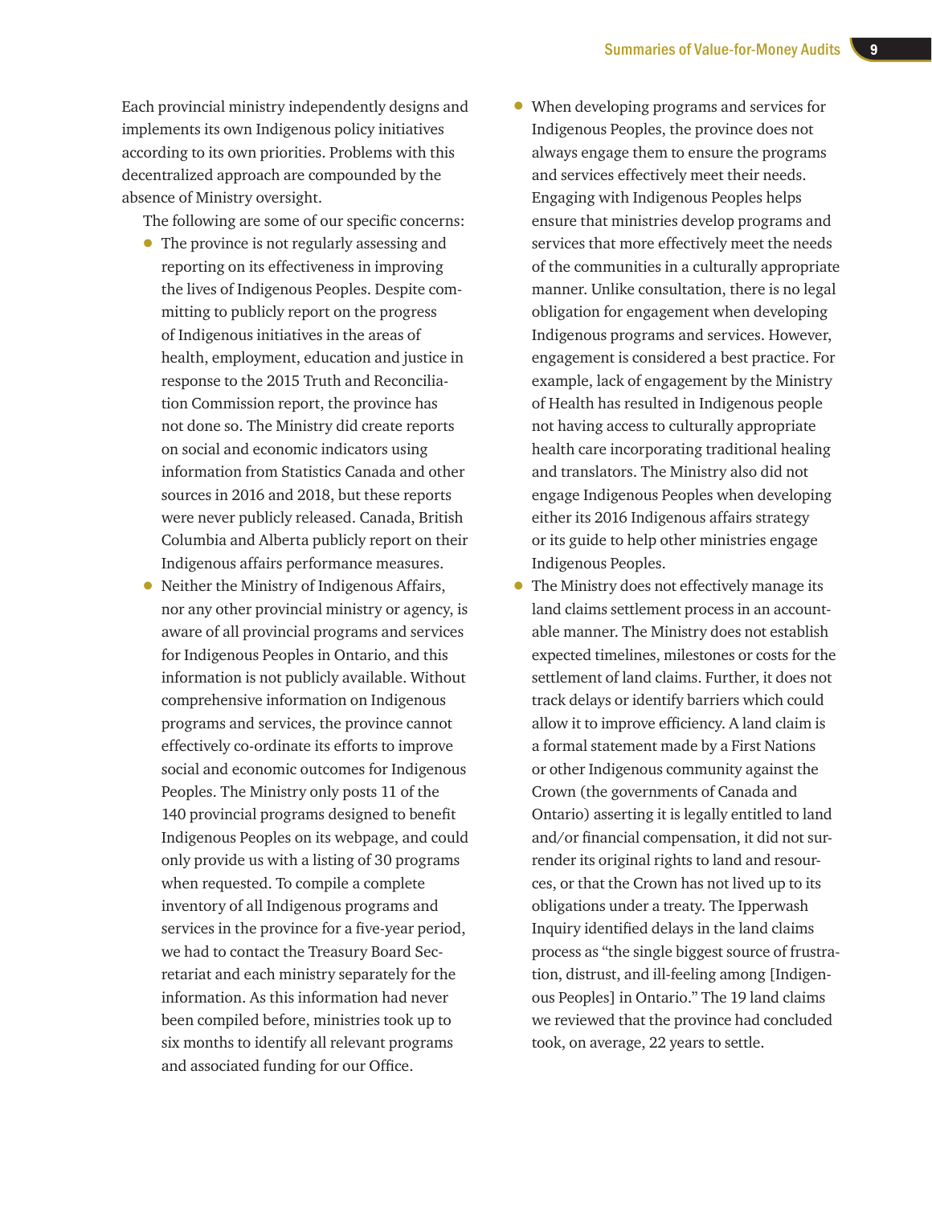Each provincial ministry independently designs and implements its own Indigenous policy initiatives according to its own priorities. Problems with this decentralized approach are compounded by the absence of Ministry oversight.

The following are some of our specific concerns:

- The province is not regularly assessing and reporting on its effectiveness in improving the lives of Indigenous Peoples. Despite committing to publicly report on the progress of Indigenous initiatives in the areas of health, employment, education and justice in response to the 2015 Truth and Reconciliation Commission report, the province has not done so. The Ministry did create reports on social and economic indicators using information from Statistics Canada and other sources in 2016 and 2018, but these reports were never publicly released. Canada, British Columbia and Alberta publicly report on their Indigenous affairs performance measures.
- Neither the Ministry of Indigenous Affairs, nor any other provincial ministry or agency, is aware of all provincial programs and services for Indigenous Peoples in Ontario, and this information is not publicly available. Without comprehensive information on Indigenous programs and services, the province cannot effectively co-ordinate its efforts to improve social and economic outcomes for Indigenous Peoples. The Ministry only posts 11 of the 140 provincial programs designed to benefit Indigenous Peoples on its webpage, and could only provide us with a listing of 30 programs when requested. To compile a complete inventory of all Indigenous programs and services in the province for a five-year period, we had to contact the Treasury Board Secretariat and each ministry separately for the information. As this information had never been compiled before, ministries took up to six months to identify all relevant programs and associated funding for our Office.
- When developing programs and services for Indigenous Peoples, the province does not always engage them to ensure the programs and services effectively meet their needs. Engaging with Indigenous Peoples helps ensure that ministries develop programs and services that more effectively meet the needs of the communities in a culturally appropriate manner. Unlike consultation, there is no legal obligation for engagement when developing Indigenous programs and services. However, engagement is considered a best practice. For example, lack of engagement by the Ministry of Health has resulted in Indigenous people not having access to culturally appropriate health care incorporating traditional healing and translators. The Ministry also did not engage Indigenous Peoples when developing either its 2016 Indigenous affairs strategy or its guide to help other ministries engage Indigenous Peoples.
- The Ministry does not effectively manage its land claims settlement process in an accountable manner. The Ministry does not establish expected timelines, milestones or costs for the settlement of land claims. Further, it does not track delays or identify barriers which could allow it to improve efficiency. A land claim is a formal statement made by a First Nations or other Indigenous community against the Crown (the governments of Canada and Ontario) asserting it is legally entitled to land and/or financial compensation, it did not surrender its original rights to land and resources, or that the Crown has not lived up to its obligations under a treaty. The Ipperwash Inquiry identified delays in the land claims process as "the single biggest source of frustration, distrust, and ill-feeling among [Indigenous Peoples] in Ontario." The 19 land claims we reviewed that the province had concluded took, on average, 22 years to settle.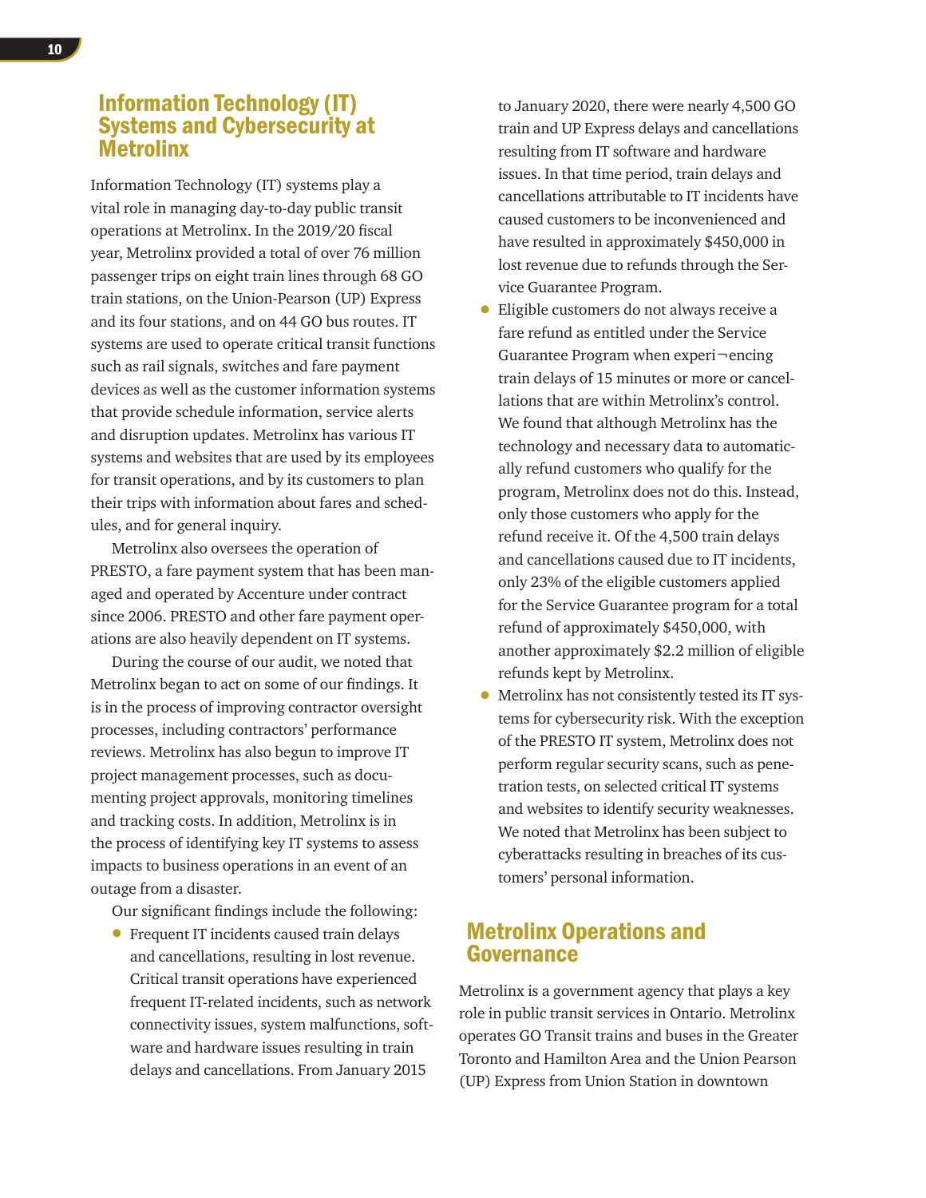## Information Technology (IT) Systems and Cybersecurity at Metrolinx

Information Technology (IT) systems play a vital role in managing day-to-day public transit operations at Metrolinx. In the 2019/20 fiscal year, Metrolinx provided a total of over 76 million passenger trips on eight train lines through 68 GO train stations, on the Union-Pearson (UP) Express and its four stations, and on 44 GO bus routes. IT systems are used to operate critical transit functions such as rail signals, switches and fare payment devices as well as the customer information systems that provide schedule information, service alerts and disruption updates. Metrolinx has various IT systems and websites that are used by its employees for transit operations, and by its customers to plan their trips with information about fares and schedules, and for general inquiry.

Metrolinx also oversees the operation of PRESTO, a fare payment system that has been managed and operated by Accenture under contract since 2006. PRESTO and other fare payment operations are also heavily dependent on IT systems.

During the course of our audit, we noted that Metrolinx began to act on some of our findings. It is in the process of improving contractor oversight processes, including contractors' performance reviews. Metrolinx has also begun to improve IT project management processes, such as documenting project approvals, monitoring timelines and tracking costs. In addition, Metrolinx is in the process of identifying key IT systems to assess impacts to business operations in an event of an outage from a disaster.

Our significant findings include the following:

- Frequent IT incidents caused train delays and cancellations, resulting in lost revenue. Critical transit operations have experienced frequent IT-related incidents, such as network connectivity issues, system malfunctions, software and hardware issues resulting in train delays and cancellations. From January 2015 to January 2020, there were nearly 4,500 GO train and UP Express delays and cancellations resulting from IT software and hardware issues. In that time period, train delays and cancellations attributable to IT incidents have caused customers to be inconvenienced and have resulted in approximately $450,000 in lost revenue due to refunds through the Service Guarantee Program.
- Eligible customers do not always receive a fare refund as entitled under the Service Guarantee Program when experi¬encing train delays of 15 minutes or more or cancellations that are within Metrolinx's control. We found that although Metrolinx has the technology and necessary data to automatically refund customers who qualify for the program, Metrolinx does not do this. Instead, only those customers who apply for the refund receive it. Of the 4,500 train delays and cancellations caused due to IT incidents, only 23% of the eligible customers applied for the Service Guarantee program for a total refund of approximately $450,000, with another approximately $2.2 million of eligible refunds kept by Metrolinx.
- Metrolinx has not consistently tested its IT systems for cybersecurity risk. With the exception of the PRESTO IT system, Metrolinx does not perform regular security scans, such as penetration tests, on selected critical IT systems and websites to identify security weaknesses. We noted that Metrolinx has been subject to cyberattacks resulting in breaches of its customers' personal information.

## Metrolinx Operations and Governance

Metrolinx is a government agency that plays a key role in public transit services in Ontario. Metrolinx operates GO Transit trains and buses in the Greater Toronto and Hamilton Area and the Union Pearson (UP) Express from Union Station in downtown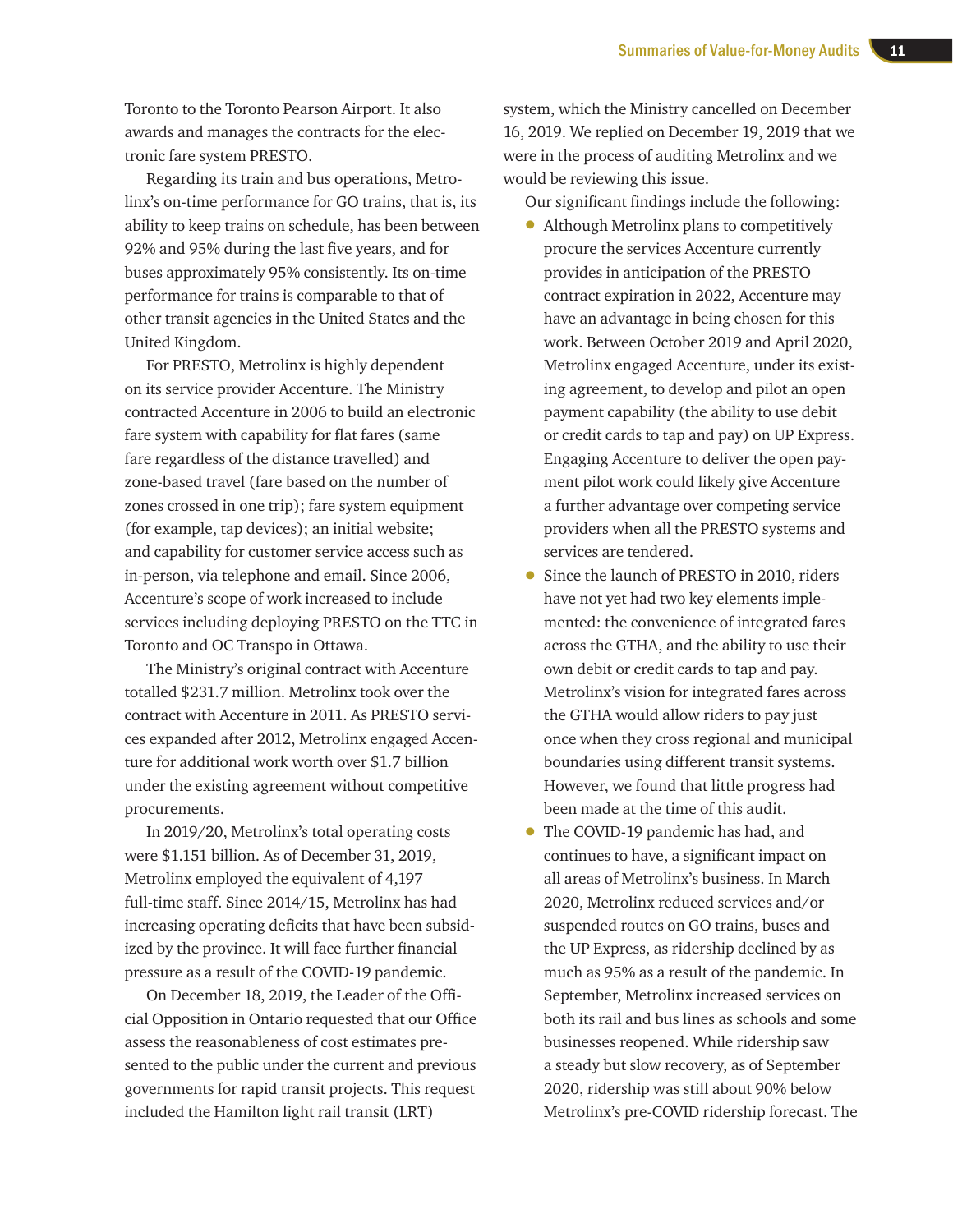Toronto to the Toronto Pearson Airport. It also awards and manages the contracts for the electronic fare system PRESTO.

Regarding its train and bus operations, Metrolinx's on-time performance for GO trains, that is, its ability to keep trains on schedule, has been between 92% and 95% during the last five years, and for buses approximately 95% consistently. Its on-time performance for trains is comparable to that of other transit agencies in the United States and the United Kingdom.

For PRESTO, Metrolinx is highly dependent on its service provider Accenture. The Ministry contracted Accenture in 2006 to build an electronic fare system with capability for flat fares (same fare regardless of the distance travelled) and zone-based travel (fare based on the number of zones crossed in one trip); fare system equipment (for example, tap devices); an initial website; and capability for customer service access such as in-person, via telephone and email. Since 2006, Accenture's scope of work increased to include services including deploying PRESTO on the TTC in Toronto and OC Transpo in Ottawa.

The Ministry's original contract with Accenture totalled $231.7 million. Metrolinx took over the contract with Accenture in 2011. As PRESTO services expanded after 2012, Metrolinx engaged Accenture for additional work worth over $1.7 billion under the existing agreement without competitive procurements.

In 2019/20, Metrolinx's total operating costs were $1.151 billion. As of December 31, 2019, Metrolinx employed the equivalent of 4,197 full-time staff. Since 2014/15, Metrolinx has had increasing operating deficits that have been subsidized by the province. It will face further financial pressure as a result of the COVID-19 pandemic.

On December 18, 2019, the Leader of the Official Opposition in Ontario requested that our Office assess the reasonableness of cost estimates presented to the public under the current and previous governments for rapid transit projects. This request included the Hamilton light rail transit (LRT) system, which the Ministry cancelled on December 16, 2019. We replied on December 19, 2019 that we were in the process of auditing Metrolinx and we would be reviewing this issue.

Our significant findings include the following:

- Although Metrolinx plans to competitively procure the services Accenture currently provides in anticipation of the PRESTO contract expiration in 2022, Accenture may have an advantage in being chosen for this work. Between October 2019 and April 2020, Metrolinx engaged Accenture, under its existing agreement, to develop and pilot an open payment capability (the ability to use debit or credit cards to tap and pay) on UP Express. Engaging Accenture to deliver the open payment pilot work could likely give Accenture a further advantage over competing service providers when all the PRESTO systems and services are tendered.
- Since the launch of PRESTO in 2010, riders have not yet had two key elements implemented: the convenience of integrated fares across the GTHA, and the ability to use their own debit or credit cards to tap and pay. Metrolinx's vision for integrated fares across the GTHA would allow riders to pay just once when they cross regional and municipal boundaries using different transit systems. However, we found that little progress had been made at the time of this audit.
- The COVID-19 pandemic has had, and continues to have, a significant impact on all areas of Metrolinx's business. In March 2020, Metrolinx reduced services and/or suspended routes on GO trains, buses and the UP Express, as ridership declined by as much as 95% as a result of the pandemic. In September, Metrolinx increased services on both its rail and bus lines as schools and some businesses reopened. While ridership saw a steady but slow recovery, as of September 2020, ridership was still about 90% below Metrolinx's pre-COVID ridership forecast. The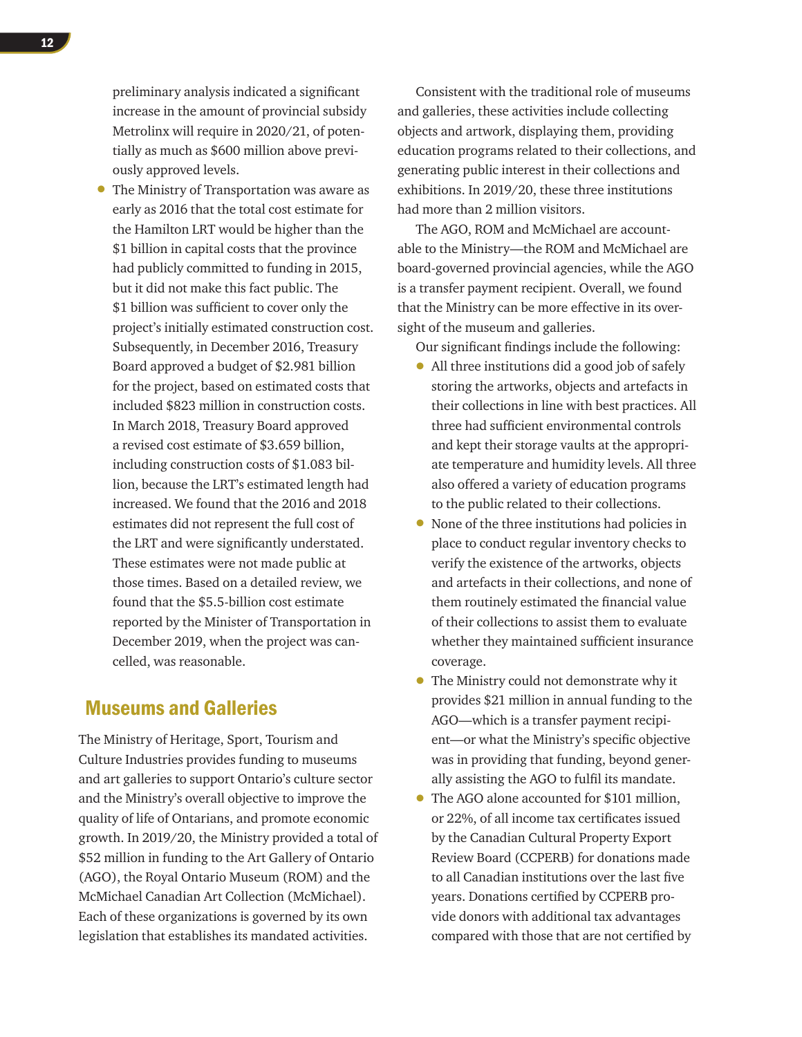preliminary analysis indicated a significant increase in the amount of provincial subsidy Metrolinx will require in 2020/21, of potentially as much as $600 million above previously approved levels.

- The Ministry of Transportation was aware as early as 2016 that the total cost estimate for the Hamilton LRT would be higher than the $1 billion in capital costs that the province had publicly committed to funding in 2015, but it did not make this fact public. The $1 billion was sufficient to cover only the project's initially estimated construction cost. Subsequently, in December 2016, Treasury Board approved a budget of $2.981 billion for the project, based on estimated costs that included $823 million in construction costs. In March 2018, Treasury Board approved a revised cost estimate of $3.659 billion, including construction costs of $1.083 billion, because the LRT's estimated length had increased. We found that the 2016 and 2018 estimates did not represent the full cost of the LRT and were significantly understated. These estimates were not made public at those times. Based on a detailed review, we found that the $5.5-billion cost estimate reported by the Minister of Transportation in December 2019, when the project was cancelled, was reasonable.

## Museums and Galleries

The Ministry of Heritage, Sport, Tourism and Culture Industries provides funding to museums and art galleries to support Ontario's culture sector and the Ministry's overall objective to improve the quality of life of Ontarians, and promote economic growth. In 2019/20, the Ministry provided a total of $52 million in funding to the Art Gallery of Ontario (AGO), the Royal Ontario Museum (ROM) and the McMichael Canadian Art Collection (McMichael). Each of these organizations is governed by its own legislation that establishes its mandated activities.

Consistent with the traditional role of museums and galleries, these activities include collecting objects and artwork, displaying them, providing education programs related to their collections, and generating public interest in their collections and exhibitions. In 2019/20, these three institutions had more than 2 million visitors.

The AGO, ROM and McMichael are accountable to the Ministry—the ROM and McMichael are board-governed provincial agencies, while the AGO is a transfer payment recipient. Overall, we found that the Ministry can be more effective in its oversight of the museum and galleries.

Our significant findings include the following:

- All three institutions did a good job of safely storing the artworks, objects and artefacts in their collections in line with best practices. All three had sufficient environmental controls and kept their storage vaults at the appropriate temperature and humidity levels. All three also offered a variety of education programs to the public related to their collections.
- None of the three institutions had policies in place to conduct regular inventory checks to verify the existence of the artworks, objects and artefacts in their collections, and none of them routinely estimated the financial value of their collections to assist them to evaluate whether they maintained sufficient insurance coverage.
- The Ministry could not demonstrate why it provides $21 million in annual funding to the AGO—which is a transfer payment recipient—or what the Ministry's specific objective was in providing that funding, beyond generally assisting the AGO to fulfil its mandate.
- The AGO alone accounted for $101 million, or 22%, of all income tax certificates issued by the Canadian Cultural Property Export Review Board (CCPERB) for donations made to all Canadian institutions over the last five years. Donations certified by CCPERB provide donors with additional tax advantages compared with those that are not certified by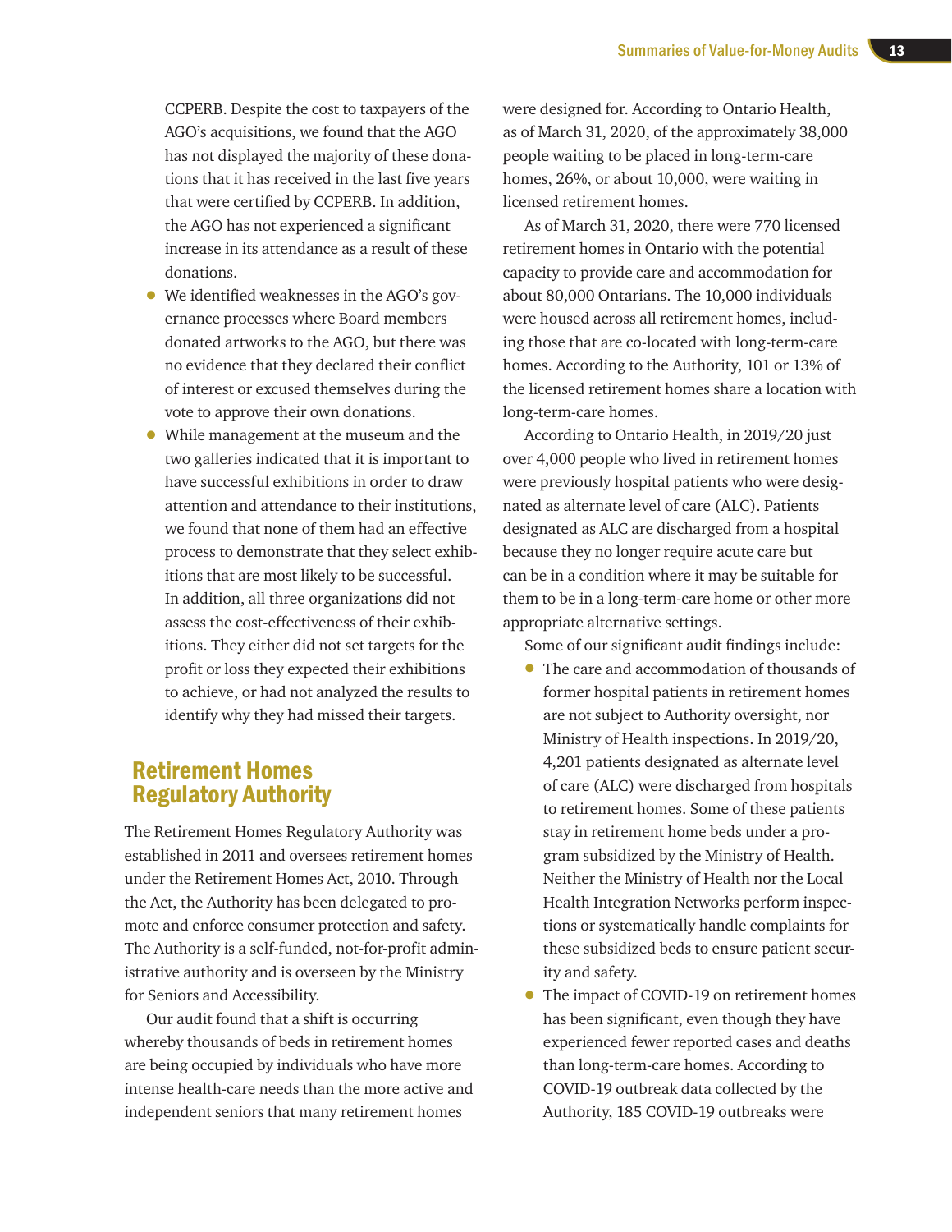CCPERB. Despite the cost to taxpayers of the AGO's acquisitions, we found that the AGO has not displayed the majority of these donations that it has received in the last five years that were certified by CCPERB. In addition, the AGO has not experienced a significant increase in its attendance as a result of these donations.

- We identified weaknesses in the AGO's governance processes where Board members donated artworks to the AGO, but there was no evidence that they declared their conflict of interest or excused themselves during the vote to approve their own donations.
- While management at the museum and the two galleries indicated that it is important to have successful exhibitions in order to draw attention and attendance to their institutions, we found that none of them had an effective process to demonstrate that they select exhibitions that are most likely to be successful. In addition, all three organizations did not assess the cost-effectiveness of their exhibitions. They either did not set targets for the profit or loss they expected their exhibitions to achieve, or had not analyzed the results to identify why they had missed their targets.

## Retirement Homes Regulatory Authority

The Retirement Homes Regulatory Authority was established in 2011 and oversees retirement homes under the Retirement Homes Act, 2010. Through the Act, the Authority has been delegated to promote and enforce consumer protection and safety. The Authority is a self-funded, not-for-profit administrative authority and is overseen by the Ministry for Seniors and Accessibility.

Our audit found that a shift is occurring whereby thousands of beds in retirement homes are being occupied by individuals who have more intense health-care needs than the more active and independent seniors that many retirement homes were designed for. According to Ontario Health, as of March 31, 2020, of the approximately 38,000 people waiting to be placed in long-term-care homes, 26%, or about 10,000, were waiting in licensed retirement homes.

As of March 31, 2020, there were 770 licensed retirement homes in Ontario with the potential capacity to provide care and accommodation for about 80,000 Ontarians. The 10,000 individuals were housed across all retirement homes, including those that are co-located with long-term-care homes. According to the Authority, 101 or 13% of the licensed retirement homes share a location with long-term-care homes.

According to Ontario Health, in 2019/20 just over 4,000 people who lived in retirement homes were previously hospital patients who were designated as alternate level of care (ALC). Patients designated as ALC are discharged from a hospital because they no longer require acute care but can be in a condition where it may be suitable for them to be in a long-term-care home or other more appropriate alternative settings.

Some of our significant audit findings include:

- The care and accommodation of thousands of former hospital patients in retirement homes are not subject to Authority oversight, nor Ministry of Health inspections. In 2019/20, 4,201 patients designated as alternate level of care (ALC) were discharged from hospitals to retirement homes. Some of these patients stay in retirement home beds under a program subsidized by the Ministry of Health. Neither the Ministry of Health nor the Local Health Integration Networks perform inspections or systematically handle complaints for these subsidized beds to ensure patient security and safety.
- The impact of COVID-19 on retirement homes has been significant, even though they have experienced fewer reported cases and deaths than long-term-care homes. According to COVID-19 outbreak data collected by the Authority, 185 COVID-19 outbreaks were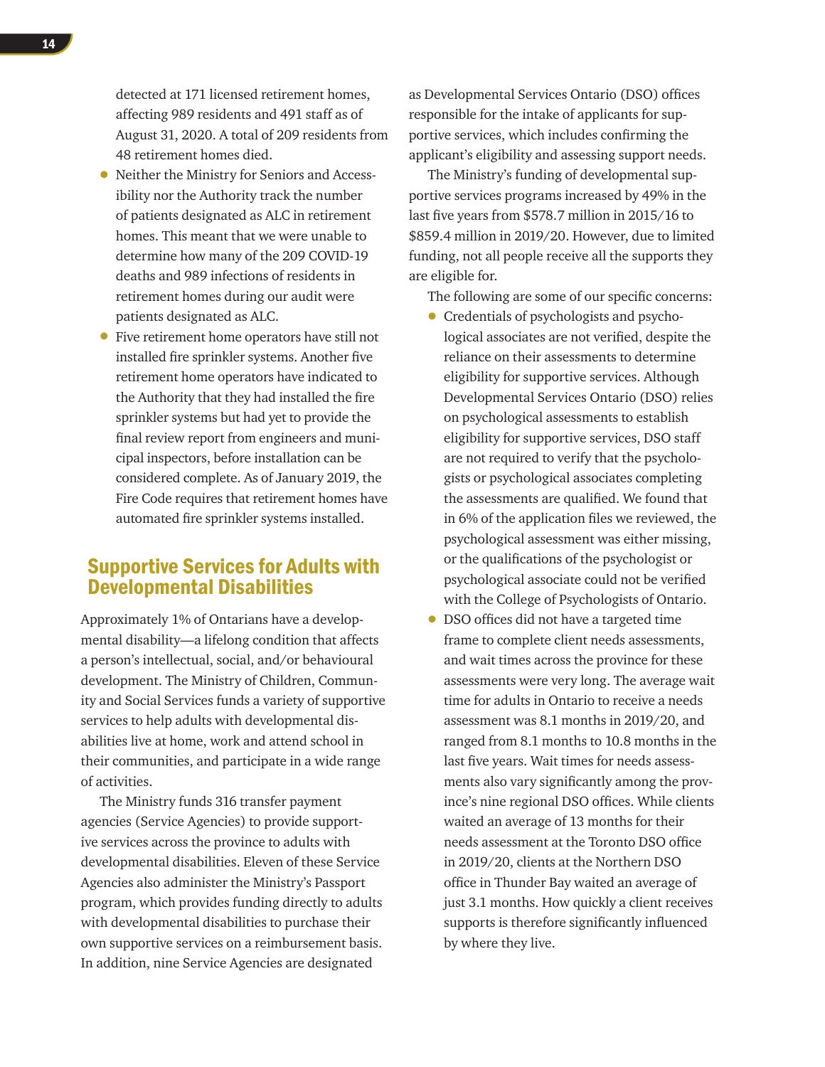detected at 171 licensed retirement homes, affecting 989 residents and 491 staff as of August 31, 2020. A total of 209 residents from 48 retirement homes died.

- Neither the Ministry for Seniors and Accessibility nor the Authority track the number of patients designated as ALC in retirement homes. This meant that we were unable to determine how many of the 209 COVID-19 deaths and 989 infections of residents in retirement homes during our audit were patients designated as ALC.
- Five retirement home operators have still not installed fire sprinkler systems. Another five retirement home operators have indicated to the Authority that they had installed the fire sprinkler systems but had yet to provide the final review report from engineers and municipal inspectors, before installation can be considered complete. As of January 2019, the Fire Code requires that retirement homes have automated fire sprinkler systems installed.

## Supportive Services for Adults with Developmental Disabilities

Approximately 1% of Ontarians have a developmental disability—a lifelong condition that affects a person's intellectual, social, and/or behavioural development. The Ministry of Children, Community and Social Services funds a variety of supportive services to help adults with developmental disabilities live at home, work and attend school in their communities, and participate in a wide range of activities.

The Ministry funds 316 transfer payment agencies (Service Agencies) to provide supportive services across the province to adults with developmental disabilities. Eleven of these Service Agencies also administer the Ministry's Passport program, which provides funding directly to adults with developmental disabilities to purchase their own supportive services on a reimbursement basis. In addition, nine Service Agencies are designated as Developmental Services Ontario (DSO) offices responsible for the intake of applicants for supportive services, which includes confirming the applicant's eligibility and assessing support needs.

The Ministry's funding of developmental supportive services programs increased by 49% in the last five years from $578.7 million in 2015/16 to $859.4 million in 2019/20. However, due to limited funding, not all people receive all the supports they are eligible for.

The following are some of our specific concerns:

- Credentials of psychologists and psychological associates are not verified, despite the reliance on their assessments to determine eligibility for supportive services. Although Developmental Services Ontario (DSO) relies on psychological assessments to establish eligibility for supportive services, DSO staff are not required to verify that the psychologists or psychological associates completing the assessments are qualified. We found that in 6% of the application files we reviewed, the psychological assessment was either missing, or the qualifications of the psychologist or psychological associate could not be verified with the College of Psychologists of Ontario.
- DSO offices did not have a targeted time frame to complete client needs assessments, and wait times across the province for these assessments were very long. The average wait time for adults in Ontario to receive a needs assessment was 8.1 months in 2019/20, and ranged from 8.1 months to 10.8 months in the last five years. Wait times for needs assessments also vary significantly among the province's nine regional DSO offices. While clients waited an average of 13 months for their needs assessment at the Toronto DSO office in 2019/20, clients at the Northern DSO office in Thunder Bay waited an average of just 3.1 months. How quickly a client receives supports is therefore significantly influenced by where they live.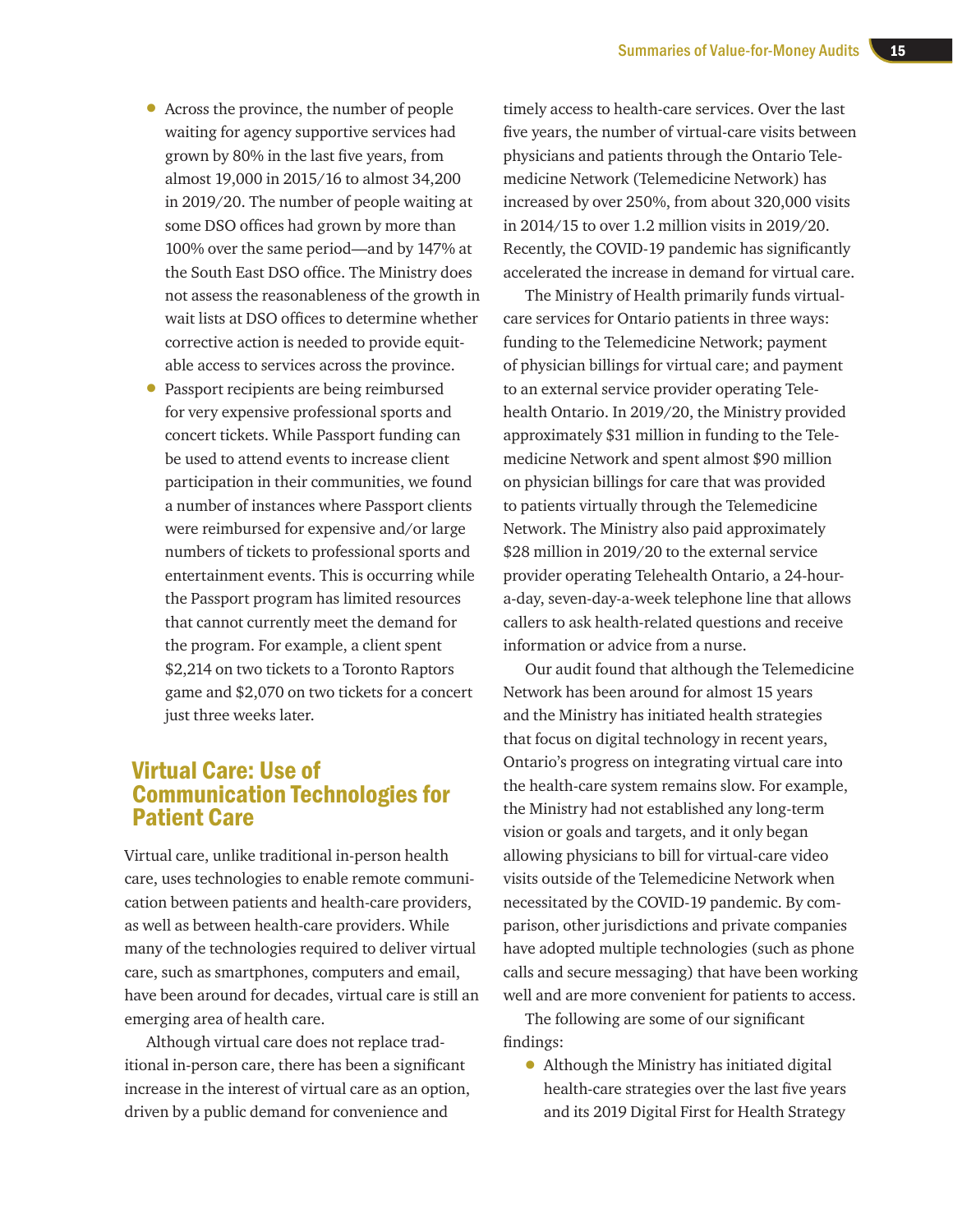- Across the province, the number of people waiting for agency supportive services had grown by 80% in the last five years, from almost 19,000 in 2015/16 to almost 34,200 in 2019/20. The number of people waiting at some DSO offices had grown by more than 100% over the same period—and by 147% at the South East DSO office. The Ministry does not assess the reasonableness of the growth in wait lists at DSO offices to determine whether corrective action is needed to provide equitable access to services across the province.
- Passport recipients are being reimbursed for very expensive professional sports and concert tickets. While Passport funding can be used to attend events to increase client participation in their communities, we found a number of instances where Passport clients were reimbursed for expensive and/or large numbers of tickets to professional sports and entertainment events. This is occurring while the Passport program has limited resources that cannot currently meet the demand for the program. For example, a client spent $2,214 on two tickets to a Toronto Raptors game and $2,070 on two tickets for a concert just three weeks later.

## Virtual Care: Use of Communication Technologies for Patient Care

Virtual care, unlike traditional in-person health care, uses technologies to enable remote communication between patients and health-care providers, as well as between health-care providers. While many of the technologies required to deliver virtual care, such as smartphones, computers and email, have been around for decades, virtual care is still an emerging area of health care.

Although virtual care does not replace traditional in-person care, there has been a significant increase in the interest of virtual care as an option, driven by a public demand for convenience and timely access to health-care services. Over the last five years, the number of virtual-care visits between physicians and patients through the Ontario Telemedicine Network (Telemedicine Network) has increased by over 250%, from about 320,000 visits in 2014/15 to over 1.2 million visits in 2019/20. Recently, the COVID-19 pandemic has significantly accelerated the increase in demand for virtual care.

The Ministry of Health primarily funds virtual-care services for Ontario patients in three ways: funding to the Telemedicine Network; payment of physician billings for virtual care; and payment to an external service provider operating Telehealth Ontario. In 2019/20, the Ministry provided approximately $31 million in funding to the Telemedicine Network and spent almost $90 million on physician billings for care that was provided to patients virtually through the Telemedicine Network. The Ministry also paid approximately $28 million in 2019/20 to the external service provider operating Telehealth Ontario, a 24-hour-a-day, seven-day-a-week telephone line that allows callers to ask health-related questions and receive information or advice from a nurse.

Our audit found that although the Telemedicine Network has been around for almost 15 years and the Ministry has initiated health strategies that focus on digital technology in recent years, Ontario's progress on integrating virtual care into the health-care system remains slow. For example, the Ministry had not established any long-term vision or goals and targets, and it only began allowing physicians to bill for virtual-care video visits outside of the Telemedicine Network when necessitated by the COVID-19 pandemic. By comparison, other jurisdictions and private companies have adopted multiple technologies (such as phone calls and secure messaging) that have been working well and are more convenient for patients to access.

The following are some of our significant findings:

- Although the Ministry has initiated digital health-care strategies over the last five years and its 2019 Digital First for Health Strategy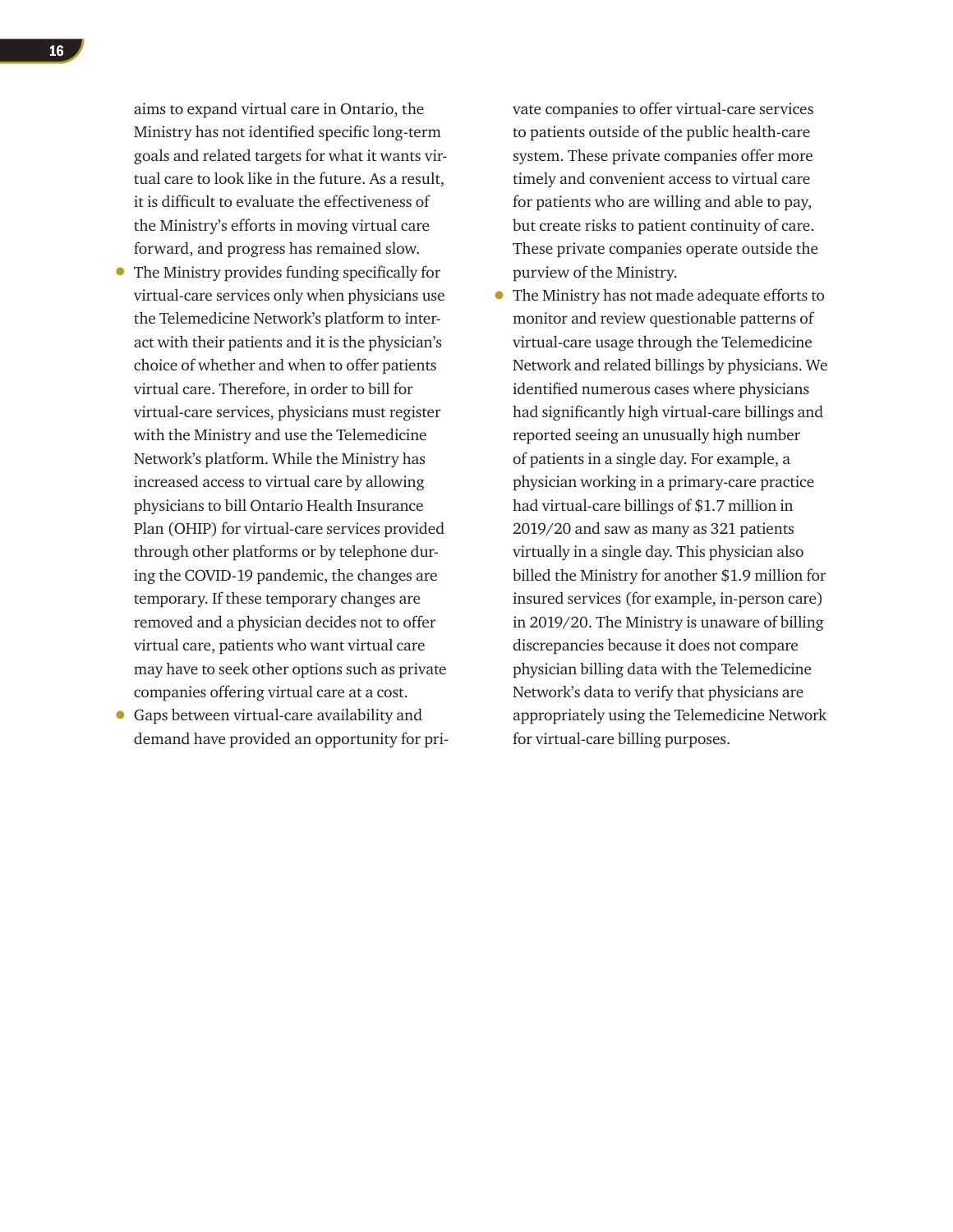aims to expand virtual care in Ontario, the Ministry has not identified specific long-term goals and related targets for what it wants virtual care to look like in the future. As a result, it is difficult to evaluate the effectiveness of the Ministry's efforts in moving virtual care forward, and progress has remained slow.

- The Ministry provides funding specifically for virtual-care services only when physicians use the Telemedicine Network's platform to interact with their patients and it is the physician's choice of whether and when to offer patients virtual care. Therefore, in order to bill for virtual-care services, physicians must register with the Ministry and use the Telemedicine Network's platform. While the Ministry has increased access to virtual care by allowing physicians to bill Ontario Health Insurance Plan (OHIP) for virtual-care services provided through other platforms or by telephone during the COVID-19 pandemic, the changes are temporary. If these temporary changes are removed and a physician decides not to offer virtual care, patients who want virtual care may have to seek other options such as private companies offering virtual care at a cost.
- Gaps between virtual-care availability and demand have provided an opportunity for private companies to offer virtual-care services to patients outside of the public health-care system. These private companies offer more timely and convenient access to virtual care for patients who are willing and able to pay, but create risks to patient continuity of care. These private companies operate outside the purview of the Ministry.
- The Ministry has not made adequate efforts to monitor and review questionable patterns of virtual-care usage through the Telemedicine Network and related billings by physicians. We identified numerous cases where physicians had significantly high virtual-care billings and reported seeing an unusually high number of patients in a single day. For example, a physician working in a primary-care practice had virtual-care billings of $1.7 million in 2019/20 and saw as many as 321 patients virtually in a single day. This physician also billed the Ministry for another $1.9 million for insured services (for example, in-person care) in 2019/20. The Ministry is unaware of billing discrepancies because it does not compare physician billing data with the Telemedicine Network's data to verify that physicians are appropriately using the Telemedicine Network for virtual-care billing purposes.